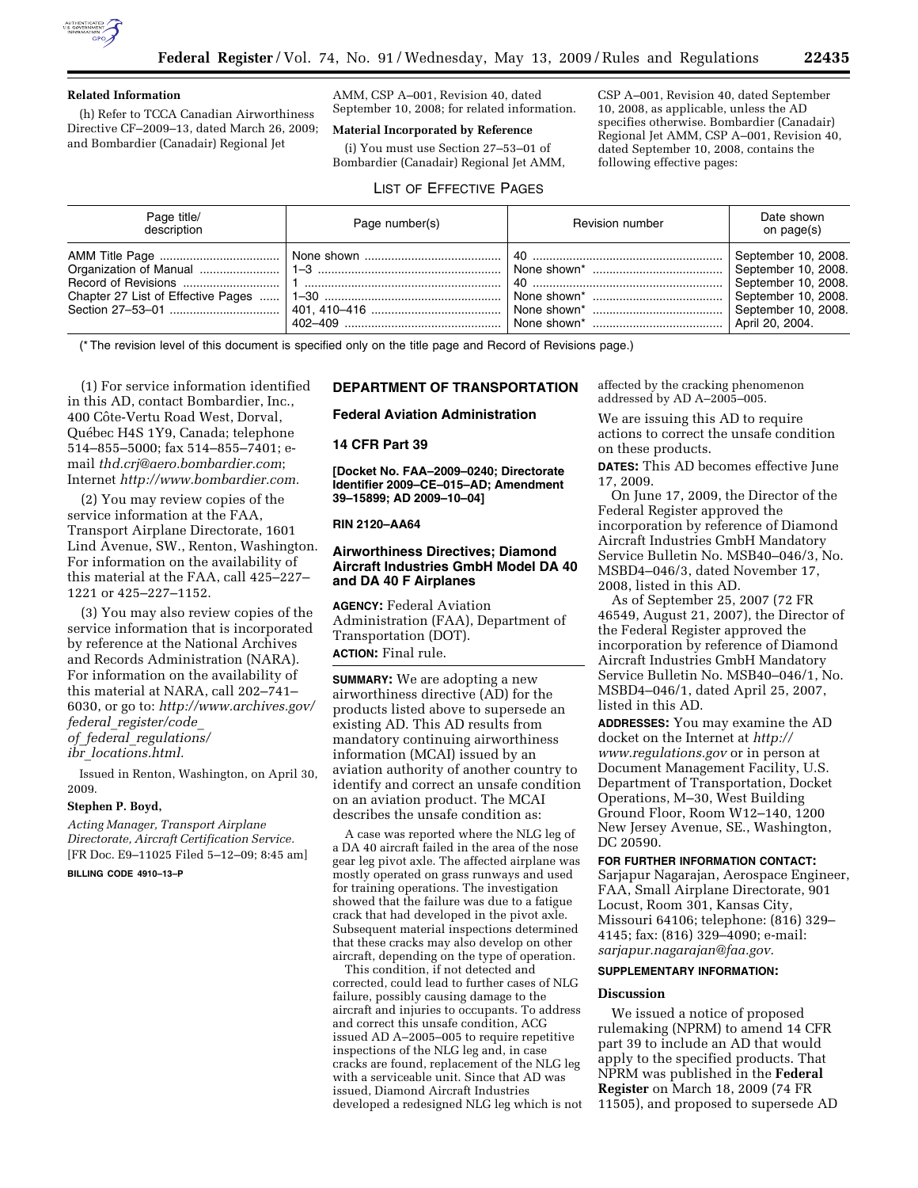**Related Information**

(h) Refer to TCCA Canadian Airworthiness Directive CF–2009–13, dated March 26, 2009; and Bombardier (Canadair) Regional Jet AMM, CSP A–001, Revision 40, dated September 10, 2008; for related information.

**Material Incorporated by Reference**

(i) You must use Section 27–53–01 of Bombardier (Canadair) Regional Jet AMM, CSP A–001, Revision 40, dated September 10, 2008, as applicable, unless the AD specifies otherwise. Bombardier (Canadair) Regional Jet AMM, CSP A–001, Revision 40, dated September 10, 2008, contains the following effective pages:

LIST OF EFFECTIVE PAGES

| Page title/ description | Page number(s) | Revision number | Date shown on page(s) |
|---|---|---|---|
| AMM Title Page | None shown | 40 | September 10, 2008. |
| Organization of Manual | 1–3 | None shown* | September 10, 2008. |
| Record of Revisions | 1 | 40 | September 10, 2008. |
| Chapter 27 List of Effective Pages | 1–30 | None shown* | September 10, 2008. |
| Section 27–53–01 | 401, 410–416 | None shown* | September 10, 2008. |
| | 402–409 | None shown* | April 20, 2004. |

(* The revision level of this document is specified only on the title page and Record of Revisions page.)

(1) For service information identified in this AD, contact Bombardier, Inc., 400 Côte-Vertu Road West, Dorval, Québec H4S 1Y9, Canada; telephone 514–855–5000; fax 514–855–7401; e-mail *thd.crj@aero.bombardier.com*; Internet *http://www.bombardier.com.*

(2) You may review copies of the service information at the FAA, Transport Airplane Directorate, 1601 Lind Avenue, SW., Renton, Washington. For information on the availability of this material at the FAA, call 425–227–1221 or 425–227–1152.

(3) You may also review copies of the service information that is incorporated by reference at the National Archives and Records Administration (NARA). For information on the availability of this material at NARA, call 202–741–6030, or go to: *http://www.archives.gov/federal_register/code_of_federal_regulations/ibr_locations.html.*

Issued in Renton, Washington, on April 30, 2009.

**Stephen P. Boyd,**

*Acting Manager, Transport Airplane Directorate, Aircraft Certification Service.*

[FR Doc. E9–11025 Filed 5–12–09; 8:45 am]

**BILLING CODE 4910–13–P**

## DEPARTMENT OF TRANSPORTATION

### Federal Aviation Administration

### 14 CFR Part 39

**[Docket No. FAA–2009–0240; Directorate Identifier 2009–CE–015–AD; Amendment 39–15899; AD 2009–10–04]**

**RIN 2120–AA64**

## Airworthiness Directives; Diamond Aircraft Industries GmbH Model DA 40 and DA 40 F Airplanes

**AGENCY:** Federal Aviation Administration (FAA), Department of Transportation (DOT).

**ACTION:** Final rule.

**SUMMARY:** We are adopting a new airworthiness directive (AD) for the products listed above to supersede an existing AD. This AD results from mandatory continuing airworthiness information (MCAI) issued by an aviation authority of another country to identify and correct an unsafe condition on an aviation product. The MCAI describes the unsafe condition as:

A case was reported where the NLG leg of a DA 40 aircraft failed in the area of the nose gear leg pivot axle. The affected airplane was mostly operated on grass runways and used for training operations. The investigation showed that the failure was due to a fatigue crack that had developed in the pivot axle. Subsequent material inspections determined that these cracks may also develop on other aircraft, depending on the type of operation.

This condition, if not detected and corrected, could lead to further cases of NLG failure, possibly causing damage to the aircraft and injuries to occupants. To address and correct this unsafe condition, ACG issued AD A–2005–005 to require repetitive inspections of the NLG leg and, in case cracks are found, replacement of the NLG leg with a serviceable unit. Since that AD was issued, Diamond Aircraft Industries developed a redesigned NLG leg which is not affected by the cracking phenomenon addressed by AD A–2005–005.

We are issuing this AD to require actions to correct the unsafe condition on these products.

**DATES:** This AD becomes effective June 17, 2009.

On June 17, 2009, the Director of the Federal Register approved the incorporation by reference of Diamond Aircraft Industries GmbH Mandatory Service Bulletin No. MSB40–046/3, No. MSBD4–046/3, dated November 17, 2008, listed in this AD.

As of September 25, 2007 (72 FR 46549, August 21, 2007), the Director of the Federal Register approved the incorporation by reference of Diamond Aircraft Industries GmbH Mandatory Service Bulletin No. MSB40–046/1, No. MSBD4–046/1, dated April 25, 2007, listed in this AD.

**ADDRESSES:** You may examine the AD docket on the Internet at *http://www.regulations.gov* or in person at Document Management Facility, U.S. Department of Transportation, Docket Operations, M–30, West Building Ground Floor, Room W12–140, 1200 New Jersey Avenue, SE., Washington, DC 20590.

**FOR FURTHER INFORMATION CONTACT:** Sarjapur Nagarajan, Aerospace Engineer, FAA, Small Airplane Directorate, 901 Locust, Room 301, Kansas City, Missouri 64106; telephone: (816) 329–4145; fax: (816) 329–4090; e-mail: *sarjapur.nagarajan@faa.gov.*

**SUPPLEMENTARY INFORMATION:**

**Discussion**

We issued a notice of proposed rulemaking (NPRM) to amend 14 CFR part 39 to include an AD that would apply to the specified products. That NPRM was published in the **Federal Register** on March 18, 2009 (74 FR 11505), and proposed to supersede AD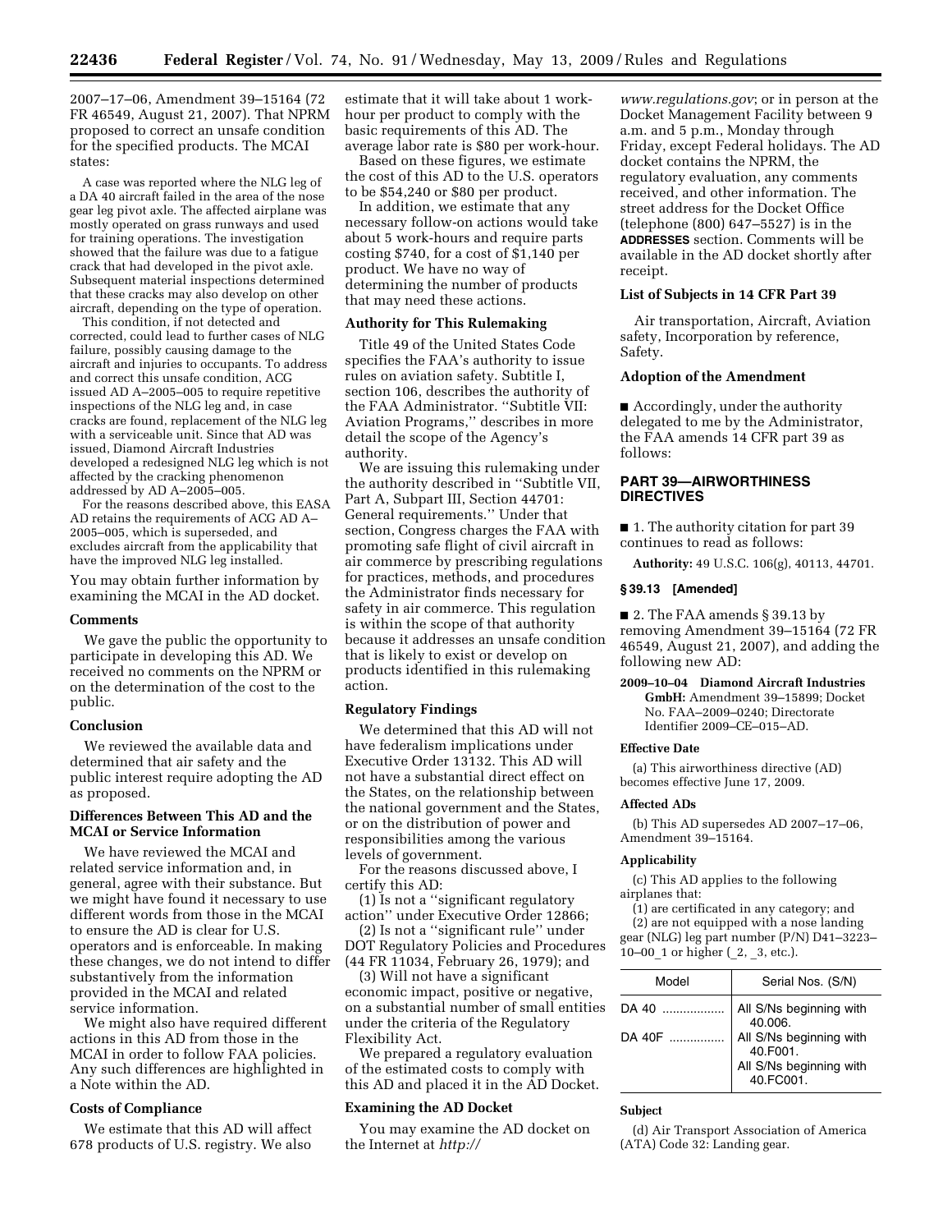2007–17–06, Amendment 39–15164 (72 FR 46549, August 21, 2007). That NPRM proposed to correct an unsafe condition for the specified products. The MCAI states:

A case was reported where the NLG leg of a DA 40 aircraft failed in the area of the nose gear leg pivot axle. The affected airplane was mostly operated on grass runways and used for training operations. The investigation showed that the failure was due to a fatigue crack that had developed in the pivot axle. Subsequent material inspections determined that these cracks may also develop on other aircraft, depending on the type of operation.

This condition, if not detected and corrected, could lead to further cases of NLG failure, possibly causing damage to the aircraft and injuries to occupants. To address and correct this unsafe condition, ACG issued AD A–2005–005 to require repetitive inspections of the NLG leg and, in case cracks are found, replacement of the NLG leg with a serviceable unit. Since that AD was issued, Diamond Aircraft Industries developed a redesigned NLG leg which is not affected by the cracking phenomenon addressed by AD A–2005–005.

For the reasons described above, this EASA AD retains the requirements of ACG AD A–2005–005, which is superseded, and excludes aircraft from the applicability that have the improved NLG leg installed.

You may obtain further information by examining the MCAI in the AD docket.

### Comments

We gave the public the opportunity to participate in developing this AD. We received no comments on the NPRM or on the determination of the cost to the public.

### Conclusion

We reviewed the available data and determined that air safety and the public interest require adopting the AD as proposed.

### Differences Between This AD and the MCAI or Service Information

We have reviewed the MCAI and related service information and, in general, agree with their substance. But we might have found it necessary to use different words from those in the MCAI to ensure the AD is clear for U.S. operators and is enforceable. In making these changes, we do not intend to differ substantively from the information provided in the MCAI and related service information.

We might also have required different actions in this AD from those in the MCAI in order to follow FAA policies. Any such differences are highlighted in a Note within the AD.

### Costs of Compliance

We estimate that this AD will affect 678 products of U.S. registry. We also estimate that it will take about 1 work-hour per product to comply with the basic requirements of this AD. The average labor rate is $80 per work-hour.

Based on these figures, we estimate the cost of this AD to the U.S. operators to be $54,240 or $80 per product.

In addition, we estimate that any necessary follow-on actions would take about 5 work-hours and require parts costing $740, for a cost of $1,140 per product. We have no way of determining the number of products that may need these actions.

### Authority for This Rulemaking

Title 49 of the United States Code specifies the FAA's authority to issue rules on aviation safety. Subtitle I, section 106, describes the authority of the FAA Administrator. "Subtitle VII: Aviation Programs," describes in more detail the scope of the Agency's authority.

We are issuing this rulemaking under the authority described in "Subtitle VII, Part A, Subpart III, Section 44701: General requirements." Under that section, Congress charges the FAA with promoting safe flight of civil aircraft in air commerce by prescribing regulations for practices, methods, and procedures the Administrator finds necessary for safety in air commerce. This regulation is within the scope of that authority because it addresses an unsafe condition that is likely to exist or develop on products identified in this rulemaking action.

### Regulatory Findings

We determined that this AD will not have federalism implications under Executive Order 13132. This AD will not have a substantial direct effect on the States, on the relationship between the national government and the States, or on the distribution of power and responsibilities among the various levels of government.

For the reasons discussed above, I certify this AD:

(1) Is not a "significant regulatory action" under Executive Order 12866;

(2) Is not a "significant rule" under DOT Regulatory Policies and Procedures (44 FR 11034, February 26, 1979); and

(3) Will not have a significant economic impact, positive or negative, on a substantial number of small entities under the criteria of the Regulatory Flexibility Act.

We prepared a regulatory evaluation of the estimated costs to comply with this AD and placed it in the AD Docket.

### Examining the AD Docket

You may examine the AD docket on the Internet at *http://www.regulations.gov*; or in person at the Docket Management Facility between 9 a.m. and 5 p.m., Monday through Friday, except Federal holidays. The AD docket contains the NPRM, the regulatory evaluation, any comments received, and other information. The street address for the Docket Office (telephone (800) 647–5527) is in the **ADDRESSES** section. Comments will be available in the AD docket shortly after receipt.

### List of Subjects in 14 CFR Part 39

Air transportation, Aircraft, Aviation safety, Incorporation by reference, Safety.

### Adoption of the Amendment

■ Accordingly, under the authority delegated to me by the Administrator, the FAA amends 14 CFR part 39 as follows:

## PART 39—AIRWORTHINESS DIRECTIVES

■ 1. The authority citation for part 39 continues to read as follows:

**Authority:** 49 U.S.C. 106(g), 40113, 44701.

### § 39.13 [Amended]

■ 2. The FAA amends § 39.13 by removing Amendment 39–15164 (72 FR 46549, August 21, 2007), and adding the following new AD:

**2009–10–04 Diamond Aircraft Industries GmbH:** Amendment 39–15899; Docket No. FAA–2009–0240; Directorate Identifier 2009–CE–015–AD.

#### Effective Date

(a) This airworthiness directive (AD) becomes effective June 17, 2009.

#### Affected ADs

(b) This AD supersedes AD 2007–17–06, Amendment 39–15164.

#### Applicability

(c) This AD applies to the following airplanes that:

(1) are certificated in any category; and

(2) are not equipped with a nose landing gear (NLG) leg part number (P/N) D41–3223–10–00_1 or higher (_2, _3, etc.).

| Model | Serial Nos. (S/N) |
|---|---|
| DA 40 | All S/Ns beginning with 40.006. |
| DA 40F | All S/Ns beginning with 40.F001. |
| | All S/Ns beginning with 40.FC001. |

#### Subject

(d) Air Transport Association of America (ATA) Code 32: Landing gear.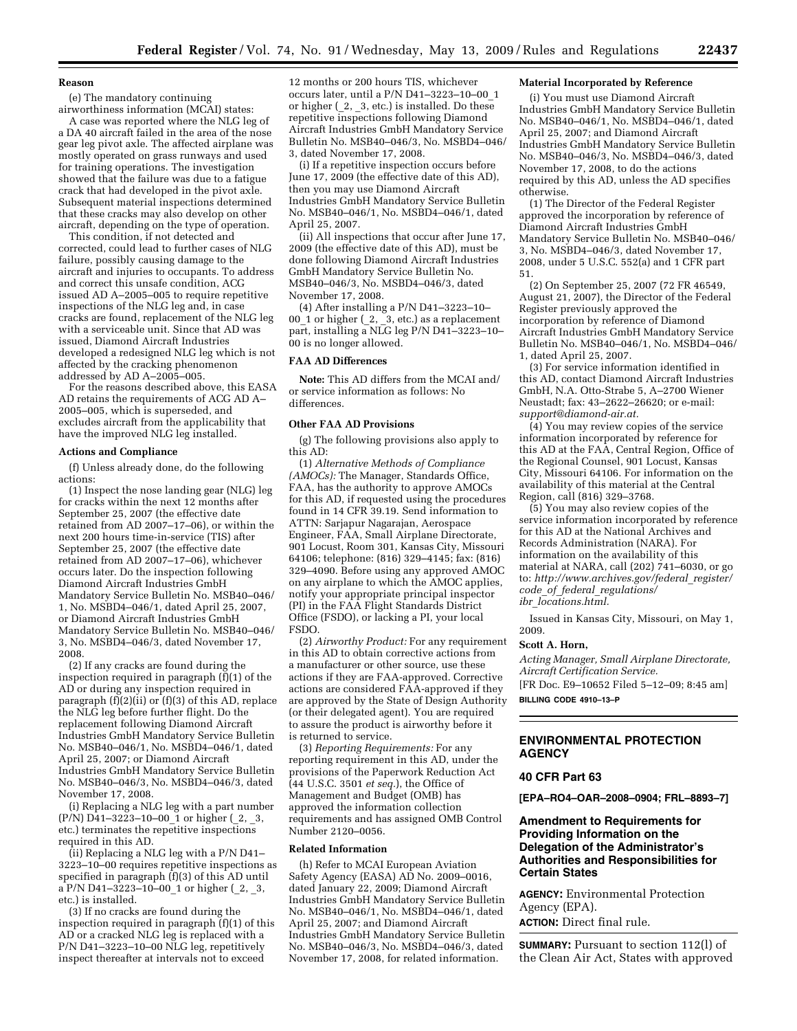**Reason**

(e) The mandatory continuing airworthiness information (MCAI) states:

A case was reported where the NLG leg of a DA 40 aircraft failed in the area of the nose gear leg pivot axle. The affected airplane was mostly operated on grass runways and used for training operations. The investigation showed that the failure was due to a fatigue crack that had developed in the pivot axle. Subsequent material inspections determined that these cracks may also develop on other aircraft, depending on the type of operation.

This condition, if not detected and corrected, could lead to further cases of NLG failure, possibly causing damage to the aircraft and injuries to occupants. To address and correct this unsafe condition, ACG issued AD A–2005–005 to require repetitive inspections of the NLG leg and, in case cracks are found, replacement of the NLG leg with a serviceable unit. Since that AD was issued, Diamond Aircraft Industries developed a redesigned NLG leg which is not affected by the cracking phenomenon addressed by AD A–2005–005.

For the reasons described above, this EASA AD retains the requirements of ACG AD A–2005–005, which is superseded, and excludes aircraft from the applicability that have the improved NLG leg installed.

**Actions and Compliance**

(f) Unless already done, do the following actions:

(1) Inspect the nose landing gear (NLG) leg for cracks within the next 12 months after September 25, 2007 (the effective date retained from AD 2007–17–06), or within the next 200 hours time-in-service (TIS) after September 25, 2007 (the effective date retained from AD 2007–17–06), whichever occurs later. Do the inspection following Diamond Aircraft Industries GmbH Mandatory Service Bulletin No. MSB40–046/1, No. MSBD4–046/1, dated April 25, 2007, or Diamond Aircraft Industries GmbH Mandatory Service Bulletin No. MSB40–046/3, No. MSBD4–046/3, dated November 17, 2008.

(2) If any cracks are found during the inspection required in paragraph (f)(1) of the AD or during any inspection required in paragraph (f)(2)(ii) or (f)(3) of this AD, replace the NLG leg before further flight. Do the replacement following Diamond Aircraft Industries GmbH Mandatory Service Bulletin No. MSB40–046/1, No. MSBD4–046/1, dated April 25, 2007; or Diamond Aircraft Industries GmbH Mandatory Service Bulletin No. MSB40–046/3, No. MSBD4–046/3, dated November 17, 2008.

(i) Replacing a NLG leg with a part number (P/N) D41–3223–10–00_1 or higher (_2, _3, etc.) terminates the repetitive inspections required in this AD.

(ii) Replacing a NLG leg with a P/N D41–3223–10–00 requires repetitive inspections as specified in paragraph (f)(3) of this AD until a P/N D41–3223–10–00_1 or higher (_2, _3, etc.) is installed.

(3) If no cracks are found during the inspection required in paragraph (f)(1) of this AD or a cracked NLG leg is replaced with a P/N D41–3223–10–00 NLG leg, repetitively inspect thereafter at intervals not to exceed 12 months or 200 hours TIS, whichever occurs later, until a P/N D41–3223–10–00_1 or higher (_2, _3, etc.) is installed. Do these repetitive inspections following Diamond Aircraft Industries GmbH Mandatory Service Bulletin No. MSB40–046/3, No. MSBD4–046/3, dated November 17, 2008.

(i) If a repetitive inspection occurs before June 17, 2009 (the effective date of this AD), then you may use Diamond Aircraft Industries GmbH Mandatory Service Bulletin No. MSB40–046/1, No. MSBD4–046/1, dated April 25, 2007.

(ii) All inspections that occur after June 17, 2009 (the effective date of this AD), must be done following Diamond Aircraft Industries GmbH Mandatory Service Bulletin No. MSB40–046/3, No. MSBD4–046/3, dated November 17, 2008.

(4) After installing a P/N D41–3223–10–00_1 or higher (_2, _3, etc.) as a replacement part, installing a NLG leg P/N D41–3223–10–00 is no longer allowed.

**FAA AD Differences**

**Note:** This AD differs from the MCAI and/or service information as follows: No differences.

**Other FAA AD Provisions**

(g) The following provisions also apply to this AD:

(1) *Alternative Methods of Compliance (AMOCs):* The Manager, Standards Office, FAA, has the authority to approve AMOCs for this AD, if requested using the procedures found in 14 CFR 39.19. Send information to ATTN: Sarjapur Nagarajan, Aerospace Engineer, FAA, Small Airplane Directorate, 901 Locust, Room 301, Kansas City, Missouri 64106; telephone: (816) 329–4145; fax: (816) 329–4090. Before using any approved AMOC on any airplane to which the AMOC applies, notify your appropriate principal inspector (PI) in the FAA Flight Standards District Office (FSDO), or lacking a PI, your local FSDO.

(2) *Airworthy Product:* For any requirement in this AD to obtain corrective actions from a manufacturer or other source, use these actions if they are FAA-approved. Corrective actions are considered FAA-approved if they are approved by the State of Design Authority (or their delegated agent). You are required to assure the product is airworthy before it is returned to service.

(3) *Reporting Requirements:* For any reporting requirement in this AD, under the provisions of the Paperwork Reduction Act (44 U.S.C. 3501 *et seq.*), the Office of Management and Budget (OMB) has approved the information collection requirements and has assigned OMB Control Number 2120–0056.

**Related Information**

(h) Refer to MCAI European Aviation Safety Agency (EASA) AD No. 2009–0016, dated January 22, 2009; Diamond Aircraft Industries GmbH Mandatory Service Bulletin No. MSB40–046/1, No. MSBD4–046/1, dated April 25, 2007; and Diamond Aircraft Industries GmbH Mandatory Service Bulletin No. MSB40–046/3, No. MSBD4–046/3, dated November 17, 2008, for related information.

**Material Incorporated by Reference**

(i) You must use Diamond Aircraft Industries GmbH Mandatory Service Bulletin No. MSB40–046/1, No. MSBD4–046/1, dated April 25, 2007; and Diamond Aircraft Industries GmbH Mandatory Service Bulletin No. MSB40–046/3, No. MSBD4–046/3, dated November 17, 2008, to do the actions required by this AD, unless the AD specifies otherwise.

(1) The Director of the Federal Register approved the incorporation by reference of Diamond Aircraft Industries GmbH Mandatory Service Bulletin No. MSB40–046/3, No. MSBD4–046/3, dated November 17, 2008, under 5 U.S.C. 552(a) and 1 CFR part 51.

(2) On September 25, 2007 (72 FR 46549, August 21, 2007), the Director of the Federal Register previously approved the incorporation by reference of Diamond Aircraft Industries GmbH Mandatory Service Bulletin No. MSB40–046/1, No. MSBD4–046/1, dated April 25, 2007.

(3) For service information identified in this AD, contact Diamond Aircraft Industries GmbH, N.A. Otto-Strabe 5, A–2700 Wiener Neustadt; fax: 43–2622–26620; or e-mail: *support@diamond-air.at.*

(4) You may review copies of the service information incorporated by reference for this AD at the FAA, Central Region, Office of the Regional Counsel, 901 Locust, Kansas City, Missouri 64106. For information on the availability of this material at the Central Region, call (816) 329–3768.

(5) You may also review copies of the service information incorporated by reference for this AD at the National Archives and Records Administration (NARA). For information on the availability of this material at NARA, call (202) 741–6030, or go to: *http://www.archives.gov/federal_register/code_of_federal_regulations/ibr_locations.html.*

Issued in Kansas City, Missouri, on May 1, 2009.

**Scott A. Horn,**

*Acting Manager, Small Airplane Directorate, Aircraft Certification Service.*

[FR Doc. E9–10652 Filed 5–12–09; 8:45 am]

**BILLING CODE 4910–13–P**

## ENVIRONMENTAL PROTECTION AGENCY

### 40 CFR Part 63

**[EPA–RO4–OAR–2008–0904; FRL–8893–7]**

### Amendment to Requirements for Providing Information on the Delegation of the Administrator's Authorities and Responsibilities for Certain States

**AGENCY:** Environmental Protection Agency (EPA).

**ACTION:** Direct final rule.

**SUMMARY:** Pursuant to section 112(l) of the Clean Air Act, States with approved